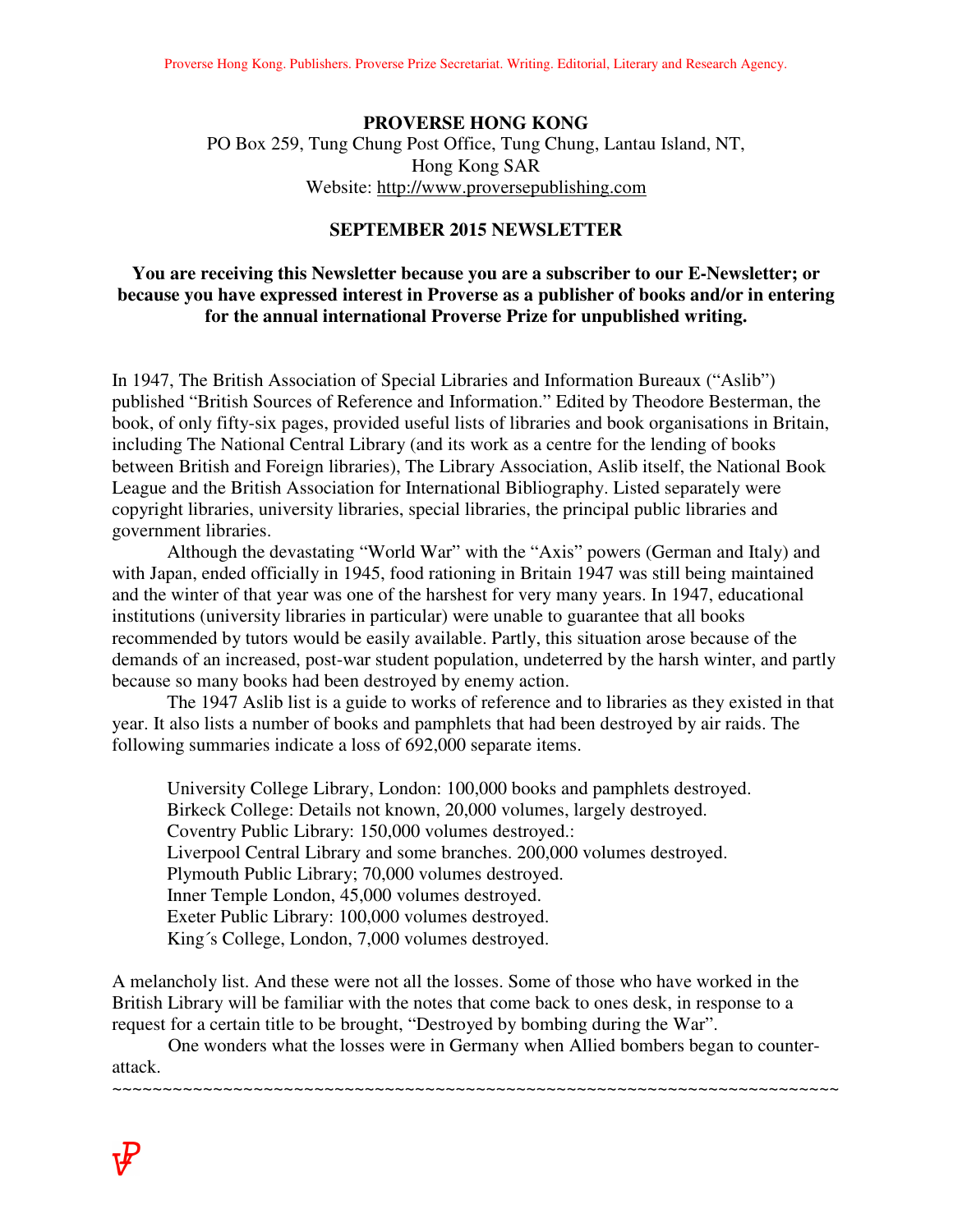**PROVERSE HONG KONG**
PO Box 259, Tung Chung Post Office, Tung Chung, Lantau Island, NT,
Hong Kong SAR
Website: http://www.proversepublishing.com

## SEPTEMBER 2015 NEWSLETTER

**You are receiving this Newsletter because you are a subscriber to our E-Newsletter; or because you have expressed interest in Proverse as a publisher of books and/or in entering for the annual international Proverse Prize for unpublished writing.**

In 1947, The British Association of Special Libraries and Information Bureaux ("Aslib") published "British Sources of Reference and Information." Edited by Theodore Besterman, the book, of only fifty-six pages, provided useful lists of libraries and book organisations in Britain, including The National Central Library (and its work as a centre for the lending of books between British and Foreign libraries), The Library Association, Aslib itself, the National Book League and the British Association for International Bibliography. Listed separately were copyright libraries, university libraries, special libraries, the principal public libraries and government libraries.

Although the devastating "World War" with the "Axis" powers (German and Italy) and with Japan, ended officially in 1945, food rationing in Britain 1947 was still being maintained and the winter of that year was one of the harshest for very many years. In 1947, educational institutions (university libraries in particular) were unable to guarantee that all books recommended by tutors would be easily available. Partly, this situation arose because of the demands of an increased, post-war student population, undeterred by the harsh winter, and partly because so many books had been destroyed by enemy action.

The 1947 Aslib list is a guide to works of reference and to libraries as they existed in that year. It also lists a number of books and pamphlets that had been destroyed by air raids. The following summaries indicate a loss of 692,000 separate items.

University College Library, London: 100,000 books and pamphlets destroyed.
Birkeck College: Details not known, 20,000 volumes, largely destroyed.
Coventry Public Library: 150,000 volumes destroyed.:
Liverpool Central Library and some branches. 200,000 volumes destroyed.
Plymouth Public Library; 70,000 volumes destroyed.
Inner Temple London, 45,000 volumes destroyed.
Exeter Public Library: 100,000 volumes destroyed.
King´s College, London, 7,000 volumes destroyed.

A melancholy list. And these were not all the losses. Some of those who have worked in the British Library will be familiar with the notes that come back to ones desk, in response to a request for a certain title to be brought, "Destroyed by bombing during the War".

One wonders what the losses were in Germany when Allied bombers began to counter-attack.

~~~~~~~~~~~~~~~~~~~~~~~~~~~~~~~~~~~~~~~~~~~~~~~~~~~~~~~~~~~~~~~~~~~~~~~~~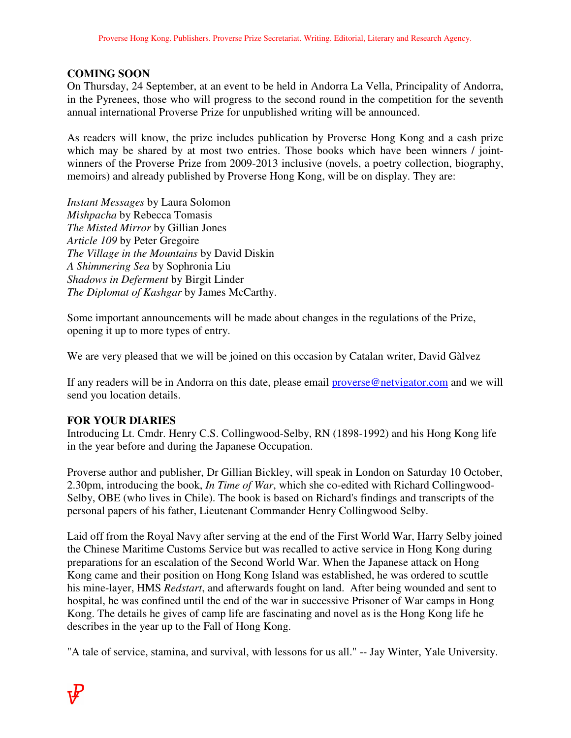**COMING SOON**

On Thursday, 24 September, at an event to be held in Andorra La Vella, Principality of Andorra, in the Pyrenees, those who will progress to the second round in the competition for the seventh annual international Proverse Prize for unpublished writing will be announced.

As readers will know, the prize includes publication by Proverse Hong Kong and a cash prize which may be shared by at most two entries. Those books which have been winners / joint-winners of the Proverse Prize from 2009-2013 inclusive (novels, a poetry collection, biography, memoirs) and already published by Proverse Hong Kong, will be on display. They are:

*Instant Messages* by Laura Solomon  
*Mishpacha* by Rebecca Tomasis  
*The Misted Mirror* by Gillian Jones  
*Article 109* by Peter Gregoire  
*The Village in the Mountains* by David Diskin  
*A Shimmering Sea* by Sophronia Liu  
*Shadows in Deferment* by Birgit Linder  
*The Diplomat of Kashgar* by James McCarthy.

Some important announcements will be made about changes in the regulations of the Prize, opening it up to more types of entry.

We are very pleased that we will be joined on this occasion by Catalan writer, David Gàlvez

If any readers will be in Andorra on this date, please email proverse@netvigator.com and we will send you location details.

**FOR YOUR DIARIES**

Introducing Lt. Cmdr. Henry C.S. Collingwood-Selby, RN (1898-1992) and his Hong Kong life in the year before and during the Japanese Occupation.

Proverse author and publisher, Dr Gillian Bickley, will speak in London on Saturday 10 October, 2.30pm, introducing the book, *In Time of War*, which she co-edited with Richard Collingwood-Selby, OBE (who lives in Chile). The book is based on Richard's findings and transcripts of the personal papers of his father, Lieutenant Commander Henry Collingwood Selby.

Laid off from the Royal Navy after serving at the end of the First World War, Harry Selby joined the Chinese Maritime Customs Service but was recalled to active service in Hong Kong during preparations for an escalation of the Second World War. When the Japanese attack on Hong Kong came and their position on Hong Kong Island was established, he was ordered to scuttle his mine-layer, HMS *Redstart*, and afterwards fought on land. After being wounded and sent to hospital, he was confined until the end of the war in successive Prisoner of War camps in Hong Kong. The details he gives of camp life are fascinating and novel as is the Hong Kong life he describes in the year up to the Fall of Hong Kong.

"A tale of service, stamina, and survival, with lessons for us all." -- Jay Winter, Yale University.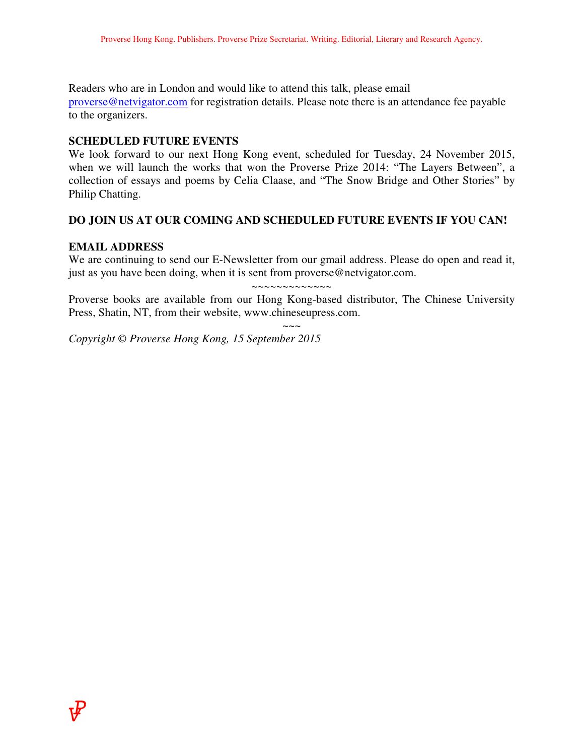Readers who are in London and would like to attend this talk, please email proverse@netvigator.com for registration details. Please note there is an attendance fee payable to the organizers.

**SCHEDULED FUTURE EVENTS**

We look forward to our next Hong Kong event, scheduled for Tuesday, 24 November 2015, when we will launch the works that won the Proverse Prize 2014: "The Layers Between", a collection of essays and poems by Celia Claase, and "The Snow Bridge and Other Stories" by Philip Chatting.

**DO JOIN US AT OUR COMING AND SCHEDULED FUTURE EVENTS IF YOU CAN!**

**EMAIL ADDRESS**

We are continuing to send our E-Newsletter from our gmail address. Please do open and read it, just as you have been doing, when it is sent from proverse@netvigator.com.

~~~~~~~~~~~~~

Proverse books are available from our Hong Kong-based distributor, The Chinese University Press, Shatin, NT, from their website, www.chineseupress.com.

~~~

*Copyright © Proverse Hong Kong, 15 September 2015*